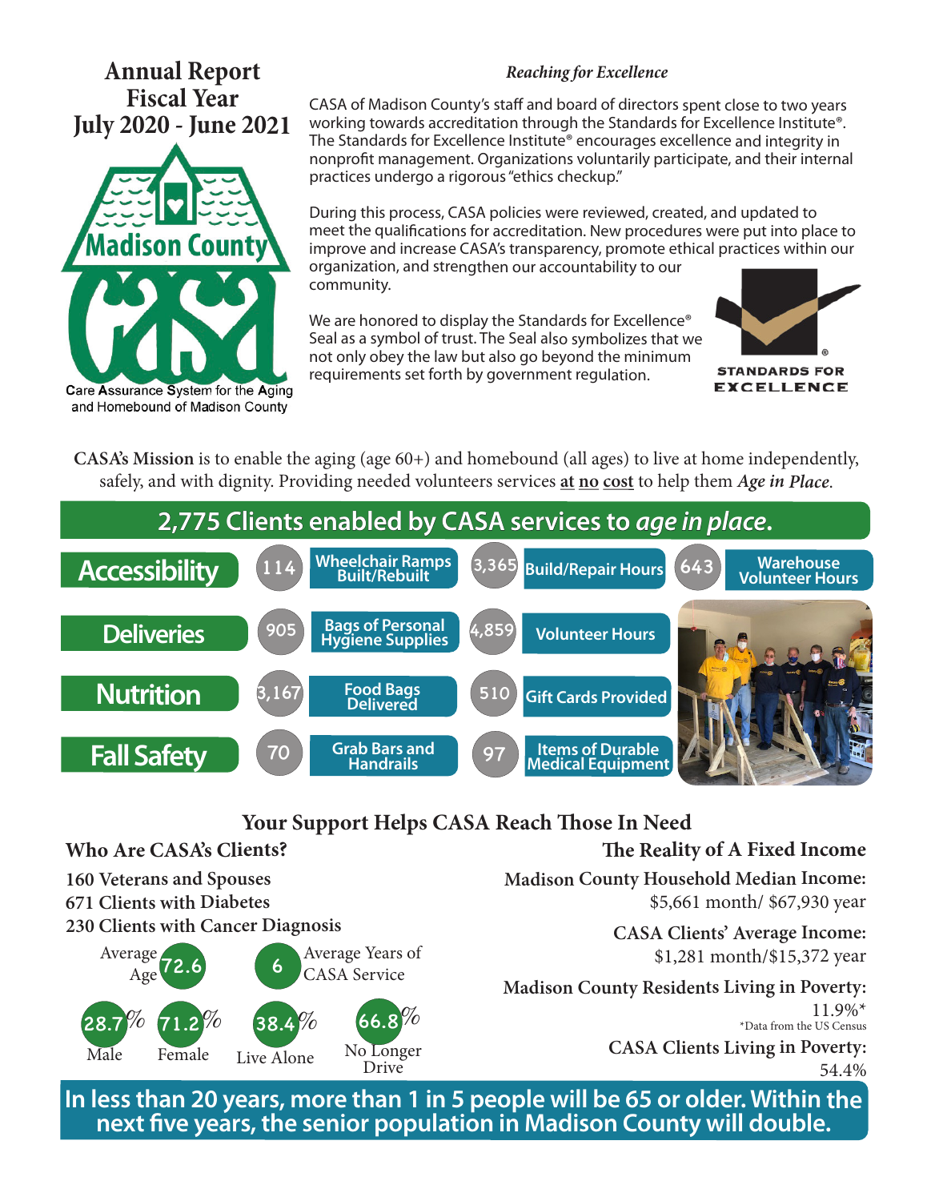# Annual Report Fiscal Year July 2020 - June 2021

Madison County CASA

Care Assurance System for the Aging and Homebound of Madison County

## *Reaching for Excellence*

CASA of Madison County's staff and board of directors spent close to two years working towards accreditation through the Standards for Excellence Institute®. The Standards for Excellence Institute® encourages excellence and integrity in nonprofit management. Organizations voluntarily participate, and their internal practices undergo a rigorous "ethics checkup."

During this process, CASA policies were reviewed, created, and updated to meet the qualifications for accreditation. New procedures were put into place to improve and increase CASA's transparency, promote ethical practices within our organization, and strengthen our accountability to our community.

We are honored to display the Standards for Excellence® Seal as a symbol of trust. The Seal also symbolizes that we not only obey the law but also go beyond the minimum requirements set forth by government regulation.

STANDARDS FOR EXCELLENCE®

**CASA's Mission** is to enable the aging (age 60+) and homebound (all ages) to live at home independently, safely, and with dignity. Providing needed volunteers services **at no cost** to help them *Age in Place*.

## 2,775 Clients enabled by CASA services to *age in place*.

| | | | | | | |
|---|---|---|---|---|---|---|
| **Accessibility** | 114 | Wheelchair Ramps Built/Rebuilt | 3,365 | Build/Repair Hours | 643 | Warehouse Volunteer Hours |
| **Deliveries** | 905 | Bags of Personal Hygiene Supplies | 4,859 | Volunteer Hours | | |
| **Nutrition** | 3,167 | Food Bags Delivered | 510 | Gift Cards Provided | | |
| **Fall Safety** | 70 | Grab Bars and Handrails | 97 | Items of Durable Medical Equipment | | |

## Your Support Helps CASA Reach Those In Need

### Who Are CASA's Clients?

**160 Veterans and Spouses**
**671 Clients with Diabetes**
**230 Clients with Cancer Diagnosis**

- Average Age: 72.6
- Average Years of CASA Service: 6
- Male: 28.7%
- Female: 71.2%
- Live Alone: 38.4%
- No Longer Drive: 66.8%

### The Reality of A Fixed Income

**Madison County Household Median Income:**
$5,661 month/ $67,930 year

**CASA Clients' Average Income:**
$1,281 month/$15,372 year

**Madison County Residents Living in Poverty:**
11.9%*
*Data from the US Census

**CASA Clients Living in Poverty:**
54.4%

**In less than 20 years, more than 1 in 5 people will be 65 or older. Within the next five years, the senior population in Madison County will double.**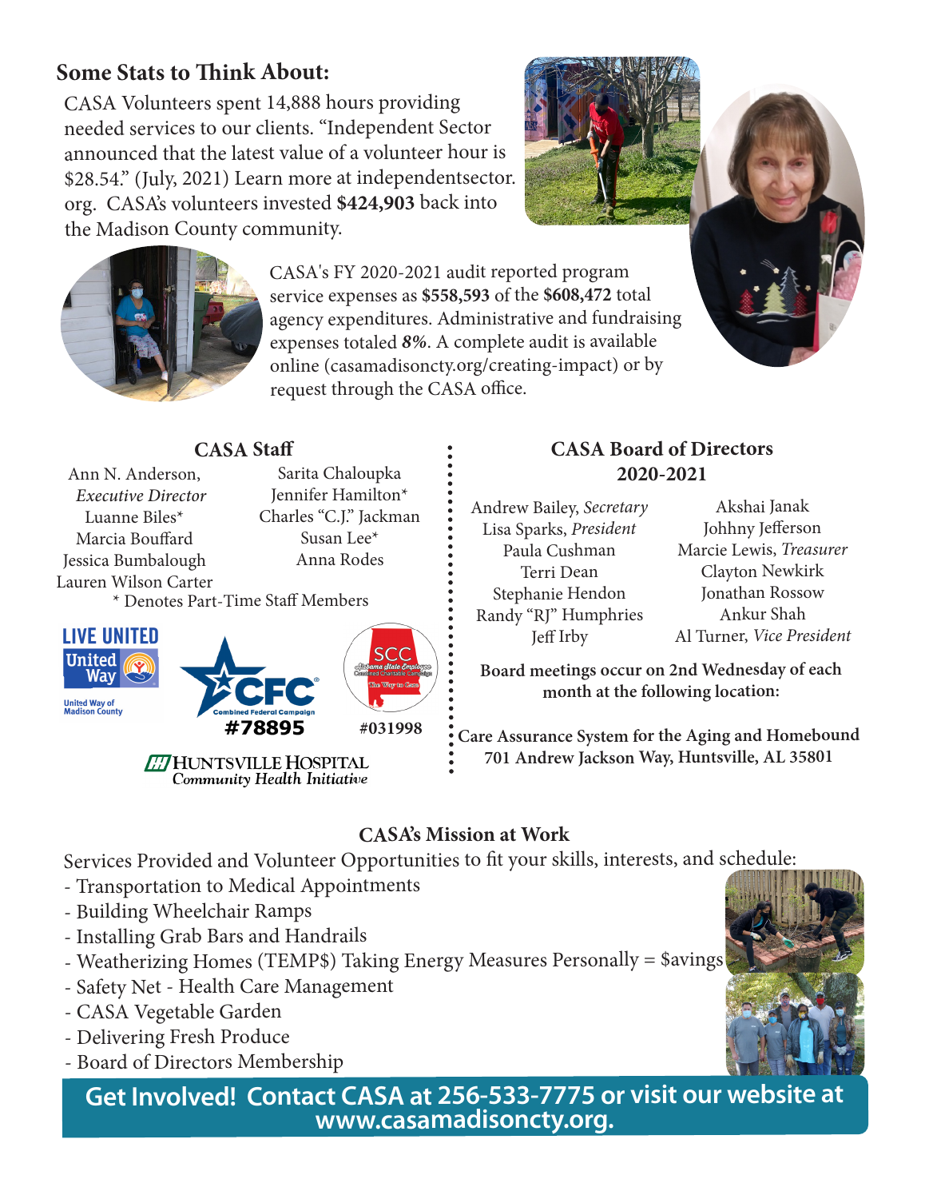## Some Stats to Think About:

CASA Volunteers spent 14,888 hours providing needed services to our clients. "Independent Sector announced that the latest value of a volunteer hour is $28.54." (July, 2021) Learn more at independentsector.org. CASA's volunteers invested **$424,903** back into the Madison County community.

CASA's FY 2020-2021 audit reported program service expenses as **$558,593** of the **$608,472** total agency expenditures. Administrative and fundraising expenses totaled ***8%***. A complete audit is available online (casamadisoncty.org/creating-impact) or by request through the CASA office.

### CASA Staff

Ann N. Anderson, *Executive Director*
Luanne Biles*
Marcia Bouffard
Jessica Bumbalough
Lauren Wilson Carter
Sarita Chaloupka
Jennifer Hamilton*
Charles "C.J." Jackman
Susan Lee*
Anna Rodes

\* Denotes Part-Time Staff Members

LIVE UNITED
United Way
United Way of Madison County

CFC Combined Federal Campaign
**#78895**

SCC Alabama State Employees Combined Charitable Campaign
**#031998**

HUNTSVILLE HOSPITAL
*Community Health Initiative*

### CASA Board of Directors 2020-2021

Andrew Bailey, *Secretary*
Lisa Sparks, *President*
Paula Cushman
Terri Dean
Stephanie Hendon
Randy "RJ" Humphries
Jeff Irby
Akshai Janak
Johhny Jefferson
Marcie Lewis, *Treasurer*
Clayton Newkirk
Jonathan Rossow
Ankur Shah
Al Turner, *Vice President*

**Board meetings occur on 2nd Wednesday of each month at the following location:**

**Care Assurance System for the Aging and Homebound**
**701 Andrew Jackson Way, Huntsville, AL 35801**

### CASA's Mission at Work

Services Provided and Volunteer Opportunities to fit your skills, interests, and schedule:

- Transportation to Medical Appointments
- Building Wheelchair Ramps
- Installing Grab Bars and Handrails
- Weatherizing Homes (TEMP$) Taking Energy Measures Personally = $avings
- Safety Net - Health Care Management
- CASA Vegetable Garden
- Delivering Fresh Produce
- Board of Directors Membership

**Get Involved! Contact CASA at 256-533-7775 or visit our website at www.casamadisoncty.org.**